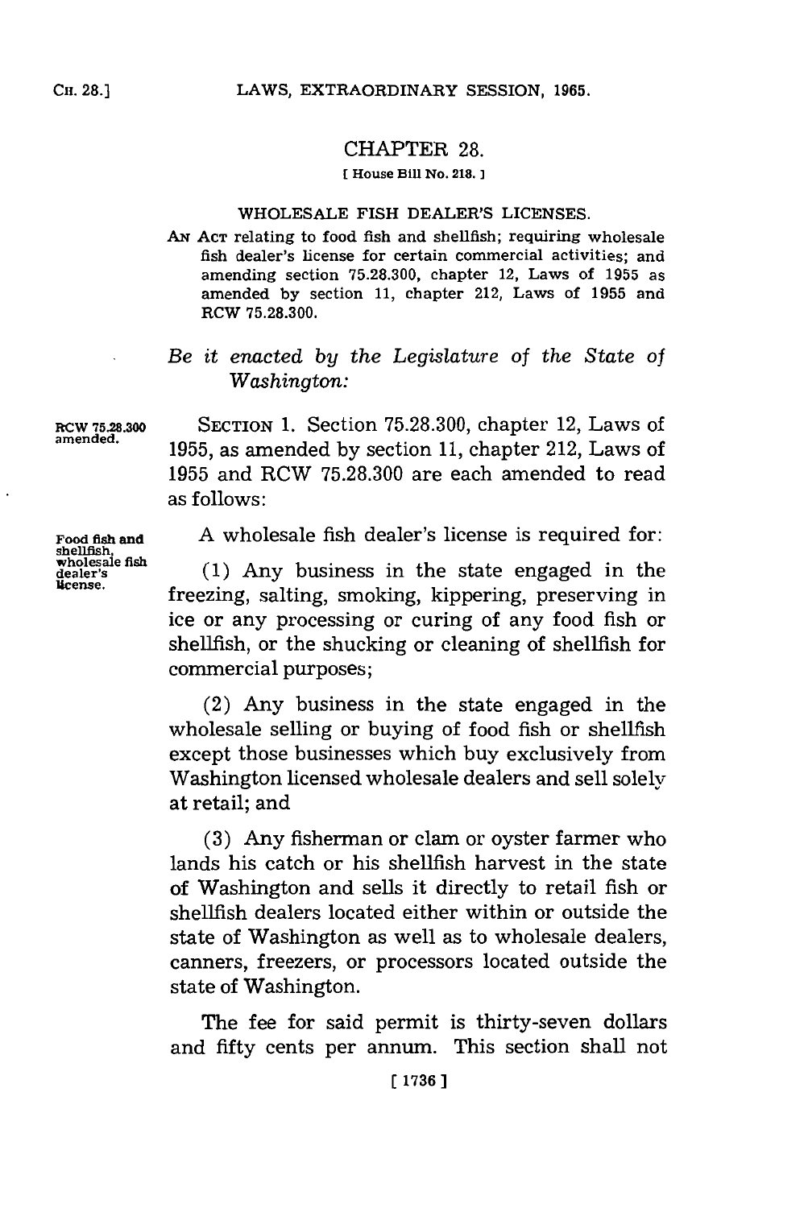# CHAPTER 28.

[ House Bill No. 218. ]

## WHOLESALE FISH DEALER'S LICENSES.

AN ACT relating to food fish and shellfish; requiring wholesale fish dealer's license for certain commercial activities; and amending section 75.28.300, chapter 12, Laws of 1955 as amended by section 11, chapter 212, Laws of 1955 and RCW 75.28.300.

*Be it enacted by the Legislature of the State of Washington:*

RCW 75.28.300 amended.

SECTION 1. Section 75.28.300, chapter 12, Laws of 1955, as amended by section 11, chapter 212, Laws of 1955 and RCW 75.28.300 are each amended to read as follows:

Food fish and shellfish, wholesale fish dealer's license.

A wholesale fish dealer's license is required for:

(1) Any business in the state engaged in the freezing, salting, smoking, kippering, preserving in ice or any processing or curing of any food fish or shellfish, or the shucking or cleaning of shellfish for commercial purposes;

(2) Any business in the state engaged in the wholesale selling or buying of food fish or shellfish except those businesses which buy exclusively from Washington licensed wholesale dealers and sell solely at retail; and

(3) Any fisherman or clam or oyster farmer who lands his catch or his shellfish harvest in the state of Washington and sells it directly to retail fish or shellfish dealers located either within or outside the state of Washington as well as to wholesale dealers, canners, freezers, or processors located outside the state of Washington.

The fee for said permit is thirty-seven dollars and fifty cents per annum. This section shall not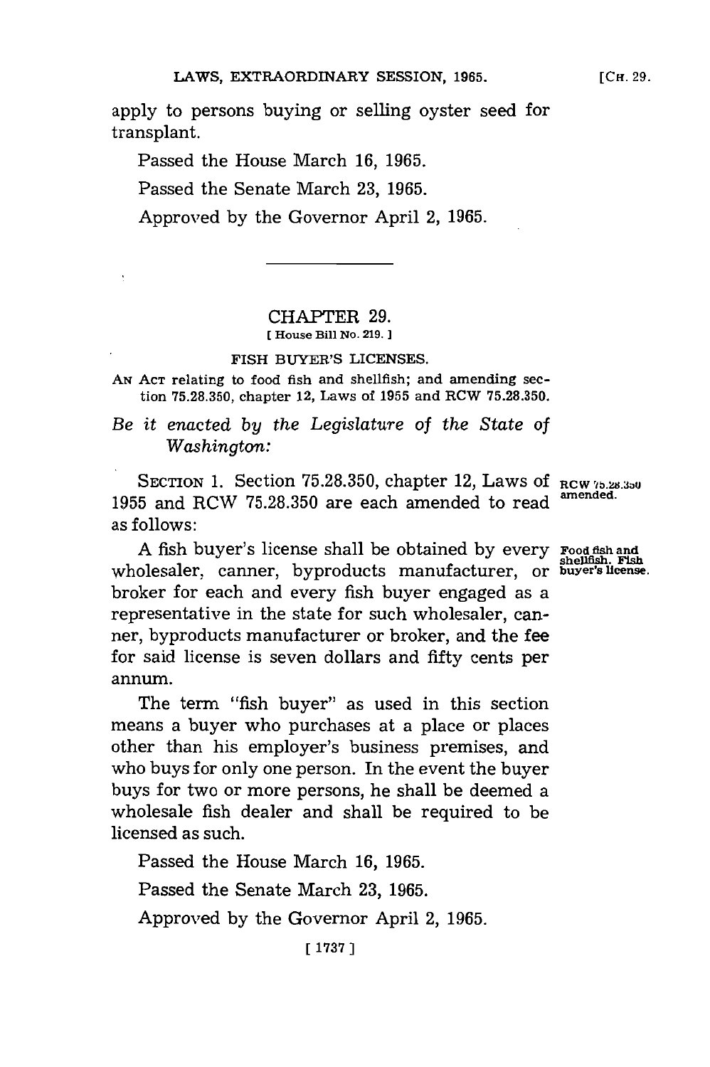apply to persons buying or selling oyster seed for transplant.

Passed the House March 16, 1965.

Passed the Senate March 23, 1965.

Approved by the Governor April 2, 1965.

---

## CHAPTER 29.

[ House Bill No. 219. ]

### FISH BUYER'S LICENSES.

AN ACT relating to food fish and shellfish; and amending section 75.28.350, chapter 12, Laws of 1955 and RCW 75.28.350.

*Be it enacted by the Legislature of the State of Washington:*

SECTION 1. Section 75.28.350, chapter 12, Laws of 1955 and RCW 75.28.350 are each amended to read as follows:

RCW 75.28.350 amended.

A fish buyer's license shall be obtained by every wholesaler, canner, byproducts manufacturer, or broker for each and every fish buyer engaged as a representative in the state for such wholesaler, canner, byproducts manufacturer or broker, and the fee for said license is seven dollars and fifty cents per annum.

Food fish and shellfish. Fish buyer's license.

The term "fish buyer" as used in this section means a buyer who purchases at a place or places other than his employer's business premises, and who buys for only one person. In the event the buyer buys for two or more persons, he shall be deemed a wholesale fish dealer and shall be required to be licensed as such.

Passed the House March 16, 1965.

Passed the Senate March 23, 1965.

Approved by the Governor April 2, 1965.